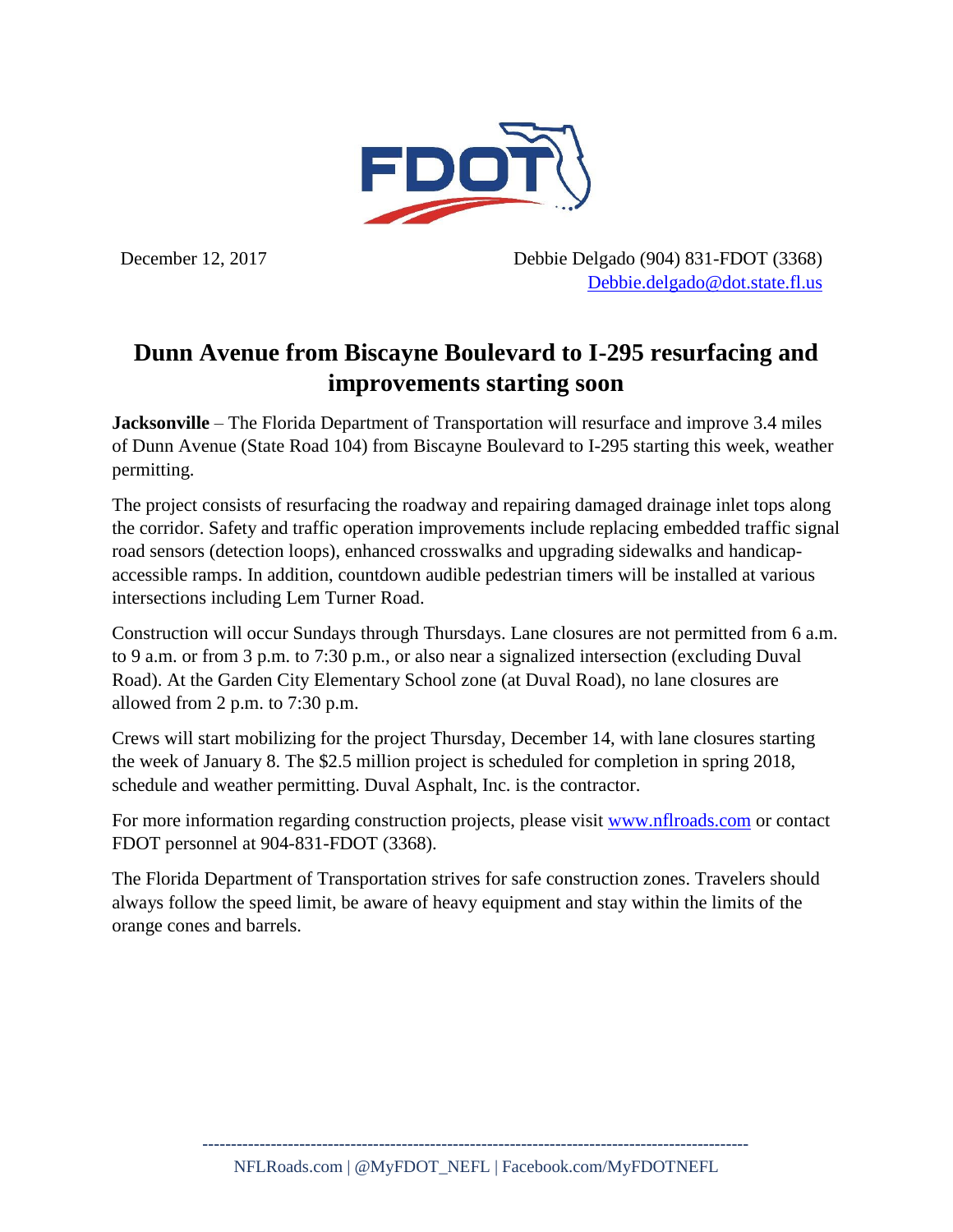December 12, 2017

Debbie Delgado (904) 831-FDOT (3368)
Debbie.delgado@dot.state.fl.us

# Dunn Avenue from Biscayne Boulevard to I-295 resurfacing and improvements starting soon

**Jacksonville** – The Florida Department of Transportation will resurface and improve 3.4 miles of Dunn Avenue (State Road 104) from Biscayne Boulevard to I-295 starting this week, weather permitting.

The project consists of resurfacing the roadway and repairing damaged drainage inlet tops along the corridor. Safety and traffic operation improvements include replacing embedded traffic signal road sensors (detection loops), enhanced crosswalks and upgrading sidewalks and handicap-accessible ramps. In addition, countdown audible pedestrian timers will be installed at various intersections including Lem Turner Road.

Construction will occur Sundays through Thursdays. Lane closures are not permitted from 6 a.m. to 9 a.m. or from 3 p.m. to 7:30 p.m., or also near a signalized intersection (excluding Duval Road). At the Garden City Elementary School zone (at Duval Road), no lane closures are allowed from 2 p.m. to 7:30 p.m.

Crews will start mobilizing for the project Thursday, December 14, with lane closures starting the week of January 8. The $2.5 million project is scheduled for completion in spring 2018, schedule and weather permitting. Duval Asphalt, Inc. is the contractor.

For more information regarding construction projects, please visit www.nflroads.com or contact FDOT personnel at 904-831-FDOT (3368).

The Florida Department of Transportation strives for safe construction zones. Travelers should always follow the speed limit, be aware of heavy equipment and stay within the limits of the orange cones and barrels.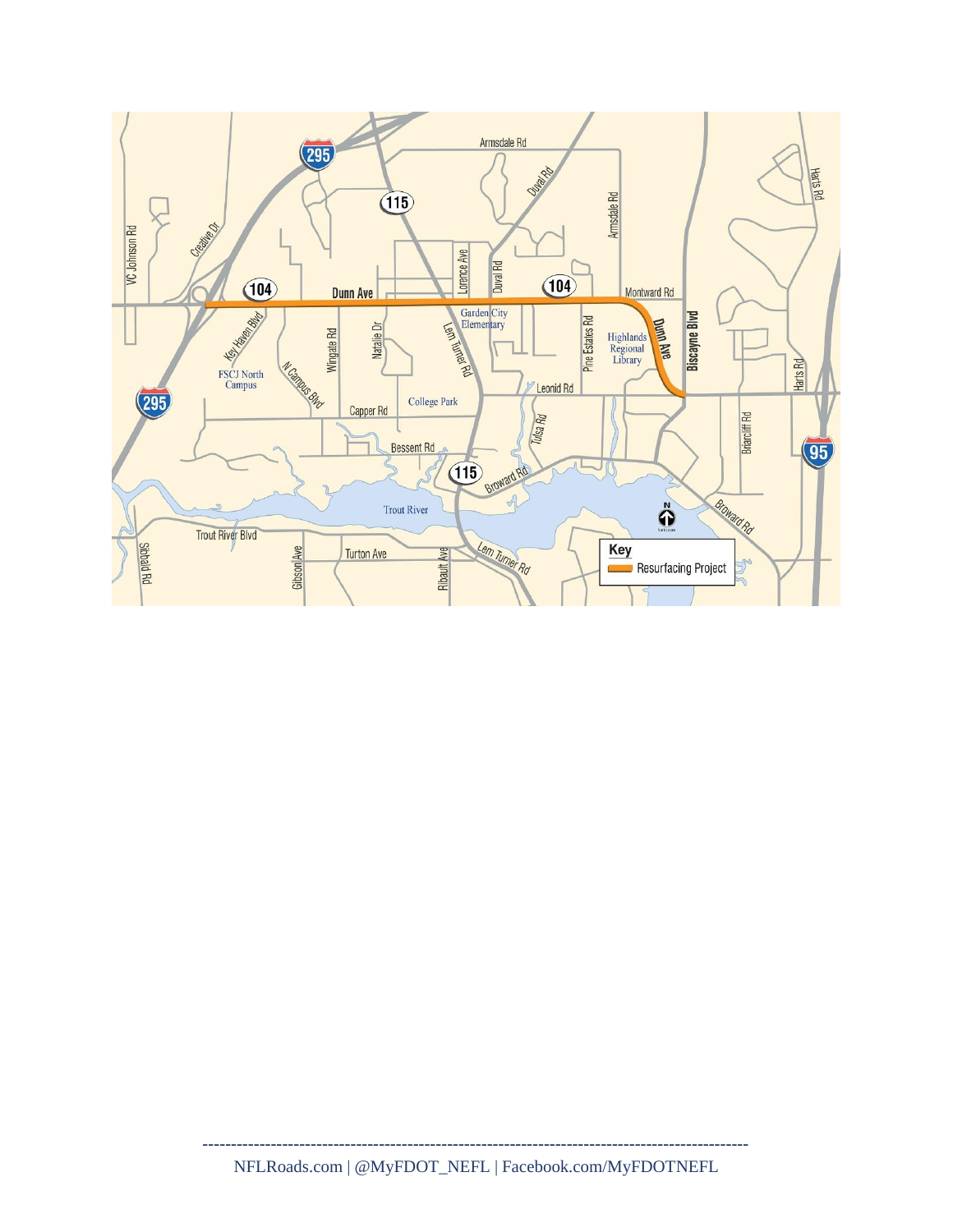Armsdale Rd
295
115
Duval Rd
Armsdale Rd
Harts Rd
VC Johnson Rd
Creative Dr
Lorence Ave
Duval Rd
104
Dunn Ave
104
Montward Rd
Garden City Elementary
Key Haven Blvd
Wingate Rd
Natalie Dr
Lem Turner Rd
Pine Estates Rd
Highlands Regional Library
Dunn Ave
Biscayne Blvd
FSCJ North Campus
N Campus Blvd
Harts Rd
295
Leonid Rd
College Park
Capper Rd
Tulsa Rd
Briarcliff Rd
Bessent Rd
95
115
Broward Rd
Trout River
Broward Rd
Trout River Blvd
Sibbald Rd
Gibson Ave
Turton Ave
Ribault Ave
Lem Turner Rd

Key
Resurfacing Project